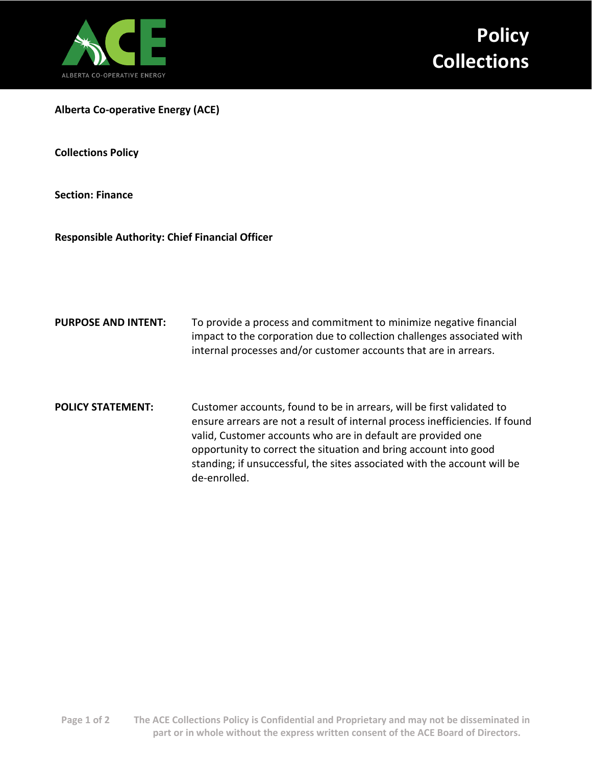# Policy Collections

**Alberta Co-operative Energy (ACE)**

**Collections Policy**

**Section: Finance**

**Responsible Authority: Chief Financial Officer**

**PURPOSE AND INTENT:** To provide a process and commitment to minimize negative financial impact to the corporation due to collection challenges associated with internal processes and/or customer accounts that are in arrears.

**POLICY STATEMENT:** Customer accounts, found to be in arrears, will be first validated to ensure arrears are not a result of internal process inefficiencies. If found valid, Customer accounts who are in default are provided one opportunity to correct the situation and bring account into good standing; if unsuccessful, the sites associated with the account will be de-enrolled.

The ACE Collections Policy is Confidential and Proprietary and may not be disseminated in part or in whole without the express written consent of the ACE Board of Directors.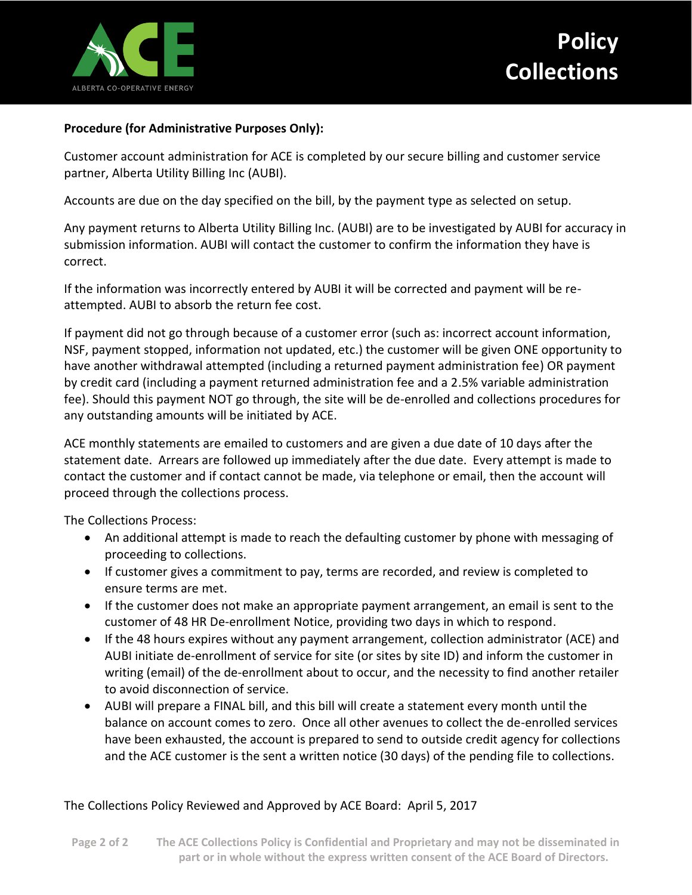**Procedure (for Administrative Purposes Only):**

Customer account administration for ACE is completed by our secure billing and customer service partner, Alberta Utility Billing Inc (AUBI).

Accounts are due on the day specified on the bill, by the payment type as selected on setup.

Any payment returns to Alberta Utility Billing Inc. (AUBI) are to be investigated by AUBI for accuracy in submission information. AUBI will contact the customer to confirm the information they have is correct.

If the information was incorrectly entered by AUBI it will be corrected and payment will be re-attempted. AUBI to absorb the return fee cost.

If payment did not go through because of a customer error (such as: incorrect account information, NSF, payment stopped, information not updated, etc.) the customer will be given ONE opportunity to have another withdrawal attempted (including a returned payment administration fee) OR payment by credit card (including a payment returned administration fee and a 2.5% variable administration fee). Should this payment NOT go through, the site will be de-enrolled and collections procedures for any outstanding amounts will be initiated by ACE.

ACE monthly statements are emailed to customers and are given a due date of 10 days after the statement date. Arrears are followed up immediately after the due date. Every attempt is made to contact the customer and if contact cannot be made, via telephone or email, then the account will proceed through the collections process.

The Collections Process:

- An additional attempt is made to reach the defaulting customer by phone with messaging of proceeding to collections.
- If customer gives a commitment to pay, terms are recorded, and review is completed to ensure terms are met.
- If the customer does not make an appropriate payment arrangement, an email is sent to the customer of 48 HR De-enrollment Notice, providing two days in which to respond.
- If the 48 hours expires without any payment arrangement, collection administrator (ACE) and AUBI initiate de-enrollment of service for site (or sites by site ID) and inform the customer in writing (email) of the de-enrollment about to occur, and the necessity to find another retailer to avoid disconnection of service.
- AUBI will prepare a FINAL bill, and this bill will create a statement every month until the balance on account comes to zero. Once all other avenues to collect the de-enrolled services have been exhausted, the account is prepared to send to outside credit agency for collections and the ACE customer is the sent a written notice (30 days) of the pending file to collections.

The Collections Policy Reviewed and Approved by ACE Board: April 5, 2017